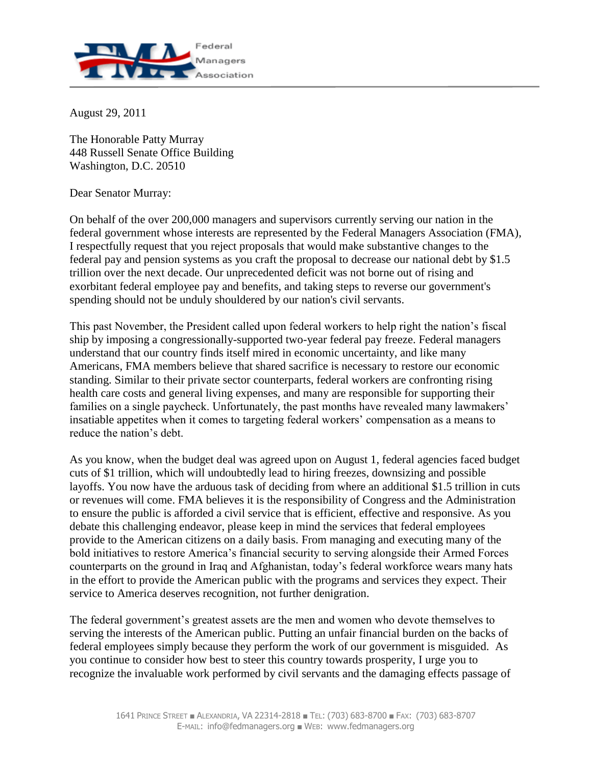Federal Managers Association

August 29, 2011

The Honorable Patty Murray
448 Russell Senate Office Building
Washington, D.C. 20510

Dear Senator Murray:

On behalf of the over 200,000 managers and supervisors currently serving our nation in the federal government whose interests are represented by the Federal Managers Association (FMA), I respectfully request that you reject proposals that would make substantive changes to the federal pay and pension systems as you craft the proposal to decrease our national debt by $1.5 trillion over the next decade. Our unprecedented deficit was not borne out of rising and exorbitant federal employee pay and benefits, and taking steps to reverse our government's spending should not be unduly shouldered by our nation's civil servants.

This past November, the President called upon federal workers to help right the nation's fiscal ship by imposing a congressionally-supported two-year federal pay freeze. Federal managers understand that our country finds itself mired in economic uncertainty, and like many Americans, FMA members believe that shared sacrifice is necessary to restore our economic standing. Similar to their private sector counterparts, federal workers are confronting rising health care costs and general living expenses, and many are responsible for supporting their families on a single paycheck. Unfortunately, the past months have revealed many lawmakers' insatiable appetites when it comes to targeting federal workers' compensation as a means to reduce the nation's debt.

As you know, when the budget deal was agreed upon on August 1, federal agencies faced budget cuts of $1 trillion, which will undoubtedly lead to hiring freezes, downsizing and possible layoffs. You now have the arduous task of deciding from where an additional $1.5 trillion in cuts or revenues will come. FMA believes it is the responsibility of Congress and the Administration to ensure the public is afforded a civil service that is efficient, effective and responsive. As you debate this challenging endeavor, please keep in mind the services that federal employees provide to the American citizens on a daily basis. From managing and executing many of the bold initiatives to restore America's financial security to serving alongside their Armed Forces counterparts on the ground in Iraq and Afghanistan, today's federal workforce wears many hats in the effort to provide the American public with the programs and services they expect. Their service to America deserves recognition, not further denigration.

The federal government's greatest assets are the men and women who devote themselves to serving the interests of the American public. Putting an unfair financial burden on the backs of federal employees simply because they perform the work of our government is misguided. As you continue to consider how best to steer this country towards prosperity, I urge you to recognize the invaluable work performed by civil servants and the damaging effects passage of

1641 Prince Street ■ Alexandria, VA 22314-2818 ■ Tel: (703) 683-8700 ■ Fax: (703) 683-8707
E-mail: info@fedmanagers.org ■ Web: www.fedmanagers.org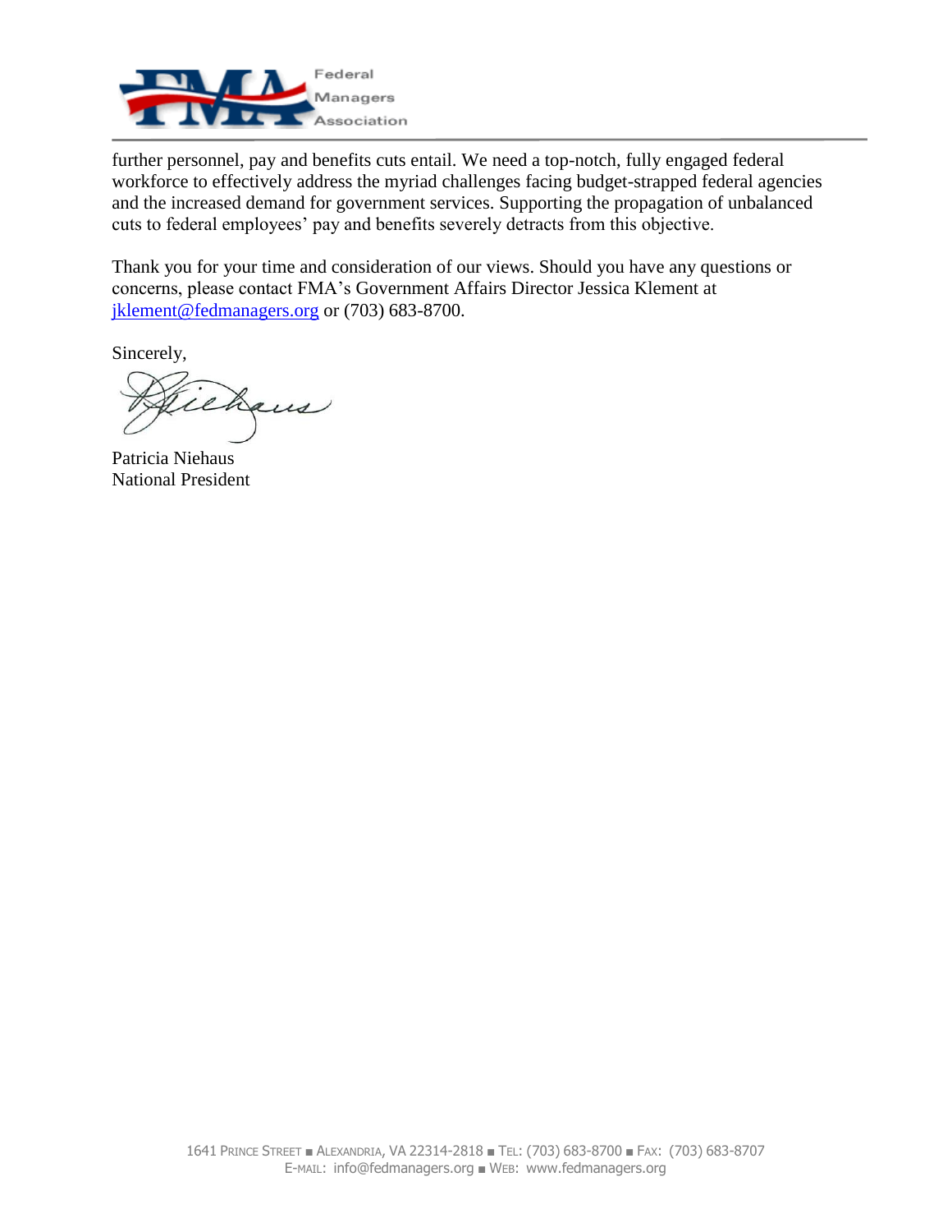further personnel, pay and benefits cuts entail. We need a top-notch, fully engaged federal workforce to effectively address the myriad challenges facing budget-strapped federal agencies and the increased demand for government services. Supporting the propagation of unbalanced cuts to federal employees' pay and benefits severely detracts from this objective.

Thank you for your time and consideration of our views. Should you have any questions or concerns, please contact FMA's Government Affairs Director Jessica Klement at jklement@fedmanagers.org or (703) 683-8700.

Sincerely,

Patricia Niehaus
National President